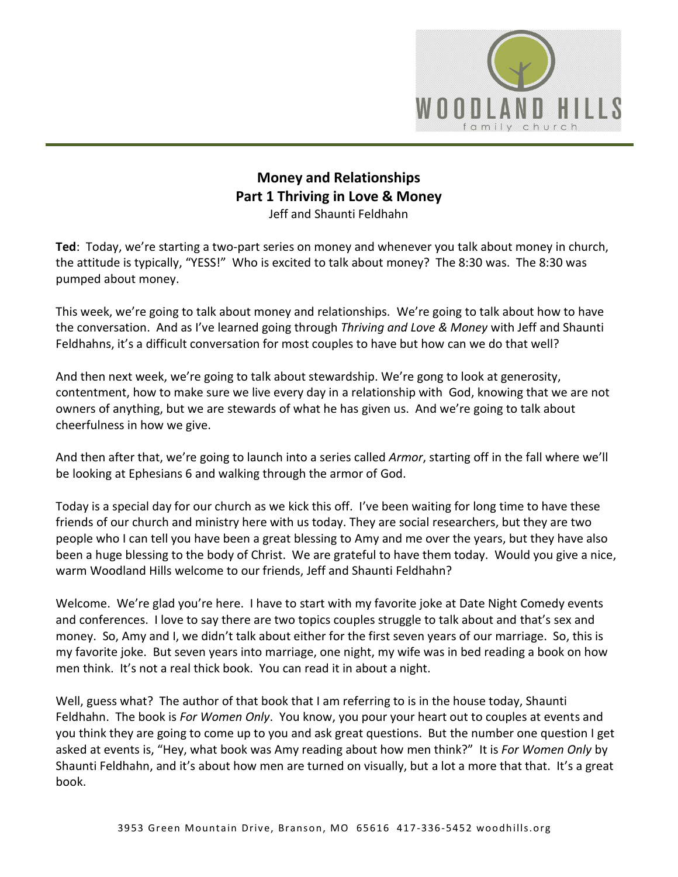# Money and Relationships
## Part 1 Thriving in Love & Money

Jeff and Shaunti Feldhahn

**Ted**: Today, we're starting a two-part series on money and whenever you talk about money in church, the attitude is typically, "YESS!" Who is excited to talk about money? The 8:30 was. The 8:30 was pumped about money.

This week, we're going to talk about money and relationships. We're going to talk about how to have the conversation. And as I've learned going through *Thriving and Love & Money* with Jeff and Shaunti Feldhahns, it's a difficult conversation for most couples to have but how can we do that well?

And then next week, we're going to talk about stewardship. We're gong to look at generosity, contentment, how to make sure we live every day in a relationship with God, knowing that we are not owners of anything, but we are stewards of what he has given us. And we're going to talk about cheerfulness in how we give.

And then after that, we're going to launch into a series called *Armor*, starting off in the fall where we'll be looking at Ephesians 6 and walking through the armor of God.

Today is a special day for our church as we kick this off. I've been waiting for long time to have these friends of our church and ministry here with us today. They are social researchers, but they are two people who I can tell you have been a great blessing to Amy and me over the years, but they have also been a huge blessing to the body of Christ. We are grateful to have them today. Would you give a nice, warm Woodland Hills welcome to our friends, Jeff and Shaunti Feldhahn?

Welcome. We're glad you're here. I have to start with my favorite joke at Date Night Comedy events and conferences. I love to say there are two topics couples struggle to talk about and that's sex and money. So, Amy and I, we didn't talk about either for the first seven years of our marriage. So, this is my favorite joke. But seven years into marriage, one night, my wife was in bed reading a book on how men think. It's not a real thick book. You can read it in about a night.

Well, guess what? The author of that book that I am referring to is in the house today, Shaunti Feldhahn. The book is *For Women Only*. You know, you pour your heart out to couples at events and you think they are going to come up to you and ask great questions. But the number one question I get asked at events is, "Hey, what book was Amy reading about how men think?" It is *For Women Only* by Shaunti Feldhahn, and it's about how men are turned on visually, but a lot a more that that. It's a great book.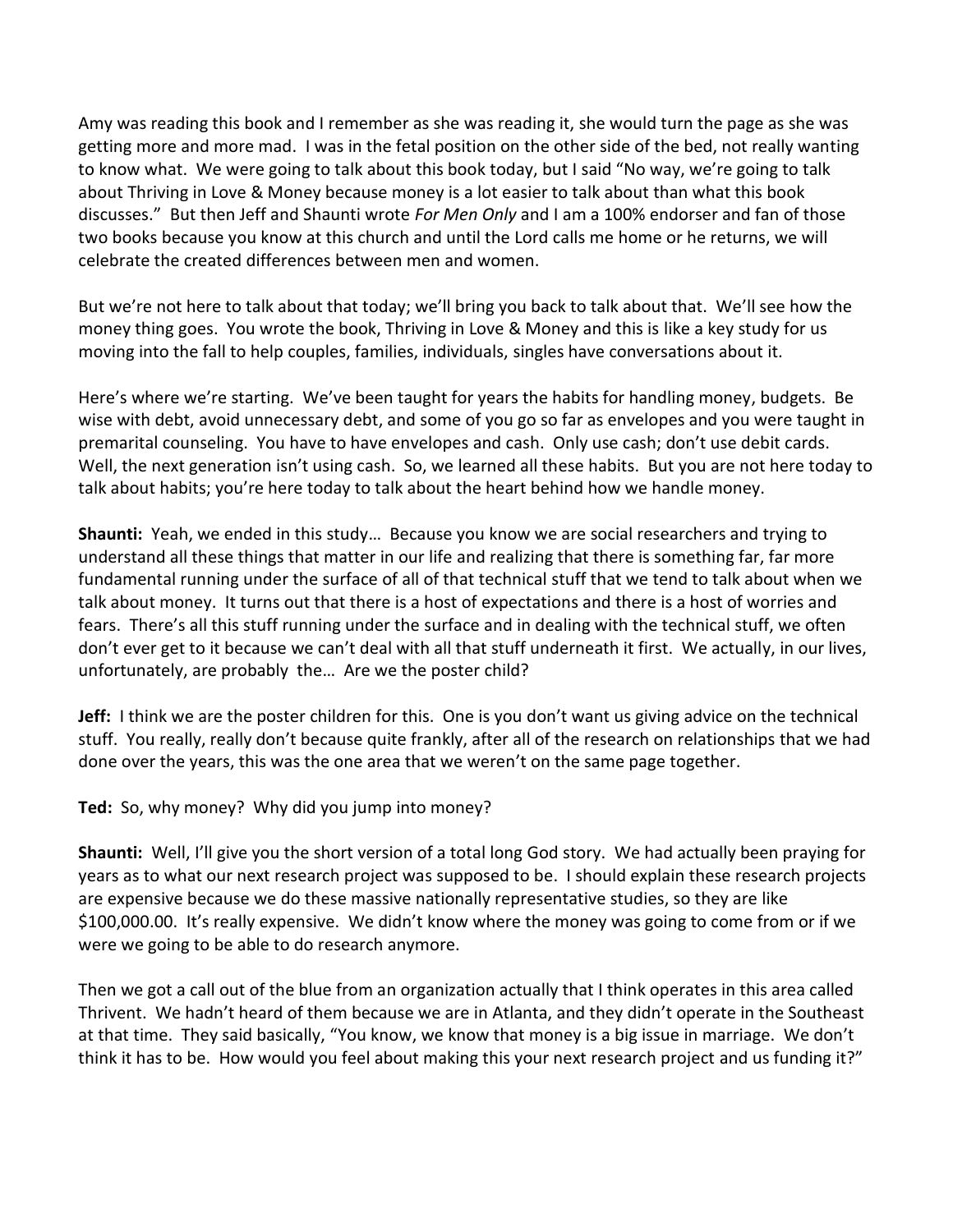Amy was reading this book and I remember as she was reading it, she would turn the page as she was getting more and more mad. I was in the fetal position on the other side of the bed, not really wanting to know what. We were going to talk about this book today, but I said "No way, we're going to talk about Thriving in Love & Money because money is a lot easier to talk about than what this book discusses." But then Jeff and Shaunti wrote *For Men Only* and I am a 100% endorser and fan of those two books because you know at this church and until the Lord calls me home or he returns, we will celebrate the created differences between men and women.

But we're not here to talk about that today; we'll bring you back to talk about that. We'll see how the money thing goes. You wrote the book, Thriving in Love & Money and this is like a key study for us moving into the fall to help couples, families, individuals, singles have conversations about it.

Here's where we're starting. We've been taught for years the habits for handling money, budgets. Be wise with debt, avoid unnecessary debt, and some of you go so far as envelopes and you were taught in premarital counseling. You have to have envelopes and cash. Only use cash; don't use debit cards. Well, the next generation isn't using cash. So, we learned all these habits. But you are not here today to talk about habits; you're here today to talk about the heart behind how we handle money.

**Shaunti:** Yeah, we ended in this study… Because you know we are social researchers and trying to understand all these things that matter in our life and realizing that there is something far, far more fundamental running under the surface of all of that technical stuff that we tend to talk about when we talk about money. It turns out that there is a host of expectations and there is a host of worries and fears. There's all this stuff running under the surface and in dealing with the technical stuff, we often don't ever get to it because we can't deal with all that stuff underneath it first. We actually, in our lives, unfortunately, are probably the… Are we the poster child?

**Jeff:** I think we are the poster children for this. One is you don't want us giving advice on the technical stuff. You really, really don't because quite frankly, after all of the research on relationships that we had done over the years, this was the one area that we weren't on the same page together.

**Ted:** So, why money? Why did you jump into money?

**Shaunti:** Well, I'll give you the short version of a total long God story. We had actually been praying for years as to what our next research project was supposed to be. I should explain these research projects are expensive because we do these massive nationally representative studies, so they are like $100,000.00. It's really expensive. We didn't know where the money was going to come from or if we were we going to be able to do research anymore.

Then we got a call out of the blue from an organization actually that I think operates in this area called Thrivent. We hadn't heard of them because we are in Atlanta, and they didn't operate in the Southeast at that time. They said basically, "You know, we know that money is a big issue in marriage. We don't think it has to be. How would you feel about making this your next research project and us funding it?"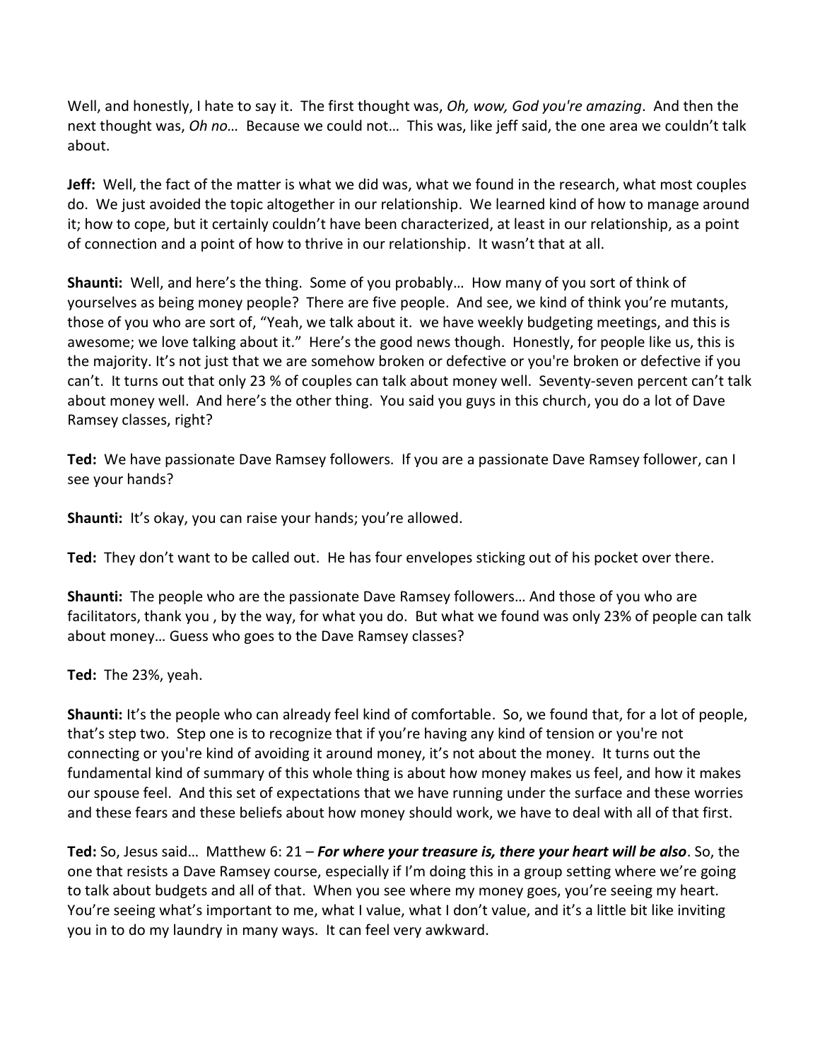Well, and honestly, I hate to say it. The first thought was, *Oh, wow, God you're amazing*. And then the next thought was, *Oh no…* Because we could not… This was, like jeff said, the one area we couldn't talk about.

**Jeff:** Well, the fact of the matter is what we did was, what we found in the research, what most couples do. We just avoided the topic altogether in our relationship. We learned kind of how to manage around it; how to cope, but it certainly couldn't have been characterized, at least in our relationship, as a point of connection and a point of how to thrive in our relationship. It wasn't that at all.

**Shaunti:** Well, and here's the thing. Some of you probably… How many of you sort of think of yourselves as being money people? There are five people. And see, we kind of think you're mutants, those of you who are sort of, "Yeah, we talk about it. we have weekly budgeting meetings, and this is awesome; we love talking about it." Here's the good news though. Honestly, for people like us, this is the majority. It's not just that we are somehow broken or defective or you're broken or defective if you can't. It turns out that only 23 % of couples can talk about money well. Seventy-seven percent can't talk about money well. And here's the other thing. You said you guys in this church, you do a lot of Dave Ramsey classes, right?

**Ted:** We have passionate Dave Ramsey followers. If you are a passionate Dave Ramsey follower, can I see your hands?

**Shaunti:** It's okay, you can raise your hands; you're allowed.

**Ted:** They don't want to be called out. He has four envelopes sticking out of his pocket over there.

**Shaunti:** The people who are the passionate Dave Ramsey followers… And those of you who are facilitators, thank you , by the way, for what you do. But what we found was only 23% of people can talk about money… Guess who goes to the Dave Ramsey classes?

**Ted:** The 23%, yeah.

**Shaunti:** It's the people who can already feel kind of comfortable. So, we found that, for a lot of people, that's step two. Step one is to recognize that if you're having any kind of tension or you're not connecting or you're kind of avoiding it around money, it's not about the money. It turns out the fundamental kind of summary of this whole thing is about how money makes us feel, and how it makes our spouse feel. And this set of expectations that we have running under the surface and these worries and these fears and these beliefs about how money should work, we have to deal with all of that first.

**Ted:** So, Jesus said… Matthew 6: 21 – ***For where your treasure is, there your heart will be also***. So, the one that resists a Dave Ramsey course, especially if I'm doing this in a group setting where we're going to talk about budgets and all of that. When you see where my money goes, you're seeing my heart. You're seeing what's important to me, what I value, what I don't value, and it's a little bit like inviting you in to do my laundry in many ways. It can feel very awkward.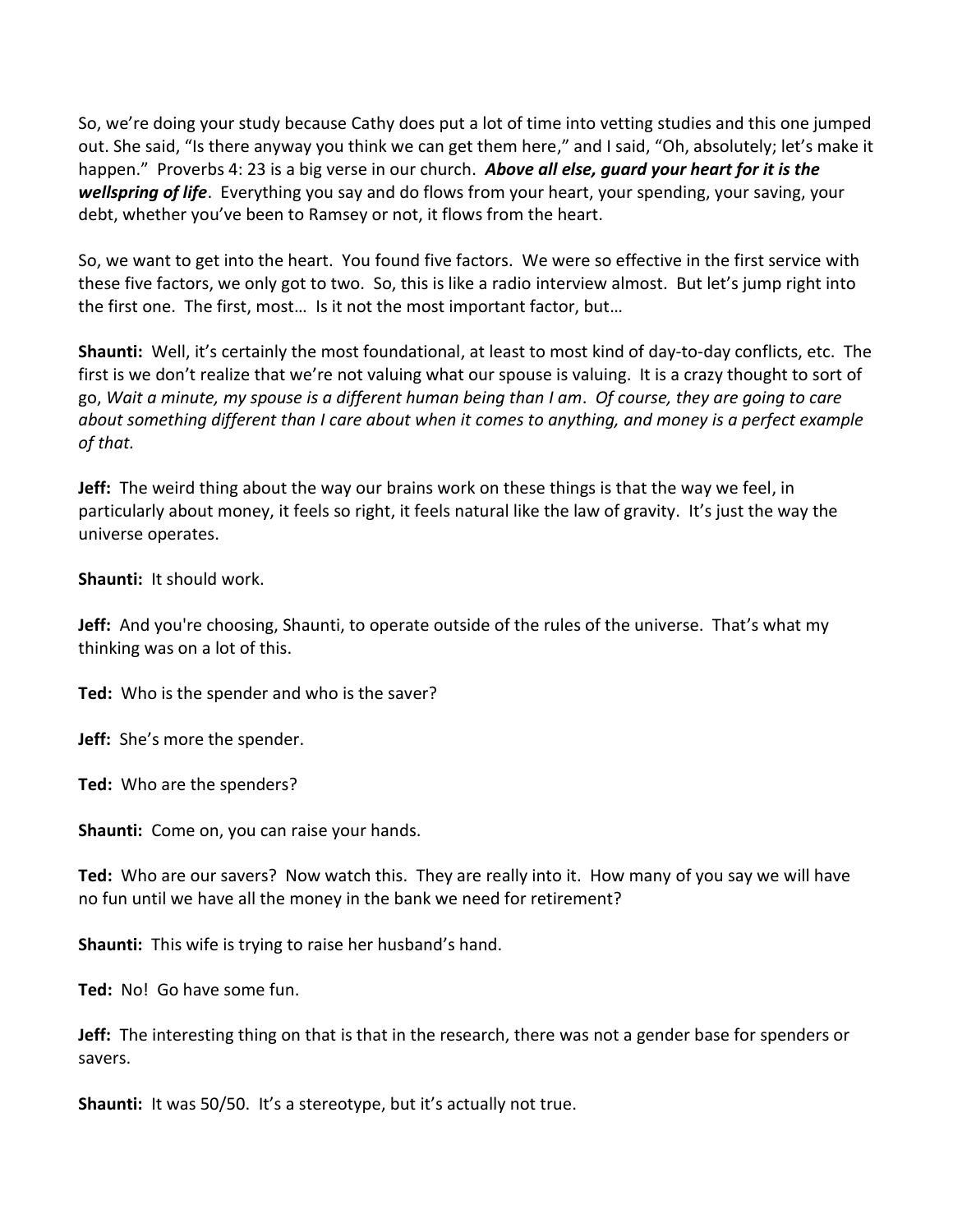So, we're doing your study because Cathy does put a lot of time into vetting studies and this one jumped out. She said, "Is there anyway you think we can get them here," and I said, "Oh, absolutely; let's make it happen." Proverbs 4: 23 is a big verse in our church. ***Above all else, guard your heart for it is the wellspring of life***. Everything you say and do flows from your heart, your spending, your saving, your debt, whether you've been to Ramsey or not, it flows from the heart.

So, we want to get into the heart. You found five factors. We were so effective in the first service with these five factors, we only got to two. So, this is like a radio interview almost. But let's jump right into the first one. The first, most… Is it not the most important factor, but…

**Shaunti:** Well, it's certainly the most foundational, at least to most kind of day-to-day conflicts, etc. The first is we don't realize that we're not valuing what our spouse is valuing. It is a crazy thought to sort of go, *Wait a minute, my spouse is a different human being than I am*. *Of course, they are going to care about something different than I care about when it comes to anything, and money is a perfect example of that.*

**Jeff:** The weird thing about the way our brains work on these things is that the way we feel, in particularly about money, it feels so right, it feels natural like the law of gravity. It's just the way the universe operates.

**Shaunti:** It should work.

**Jeff:** And you're choosing, Shaunti, to operate outside of the rules of the universe. That's what my thinking was on a lot of this.

**Ted:** Who is the spender and who is the saver?

**Jeff:** She's more the spender.

**Ted:** Who are the spenders?

**Shaunti:** Come on, you can raise your hands.

**Ted:** Who are our savers? Now watch this. They are really into it. How many of you say we will have no fun until we have all the money in the bank we need for retirement?

**Shaunti:** This wife is trying to raise her husband's hand.

**Ted:** No! Go have some fun.

**Jeff:** The interesting thing on that is that in the research, there was not a gender base for spenders or savers.

**Shaunti:** It was 50/50. It's a stereotype, but it's actually not true.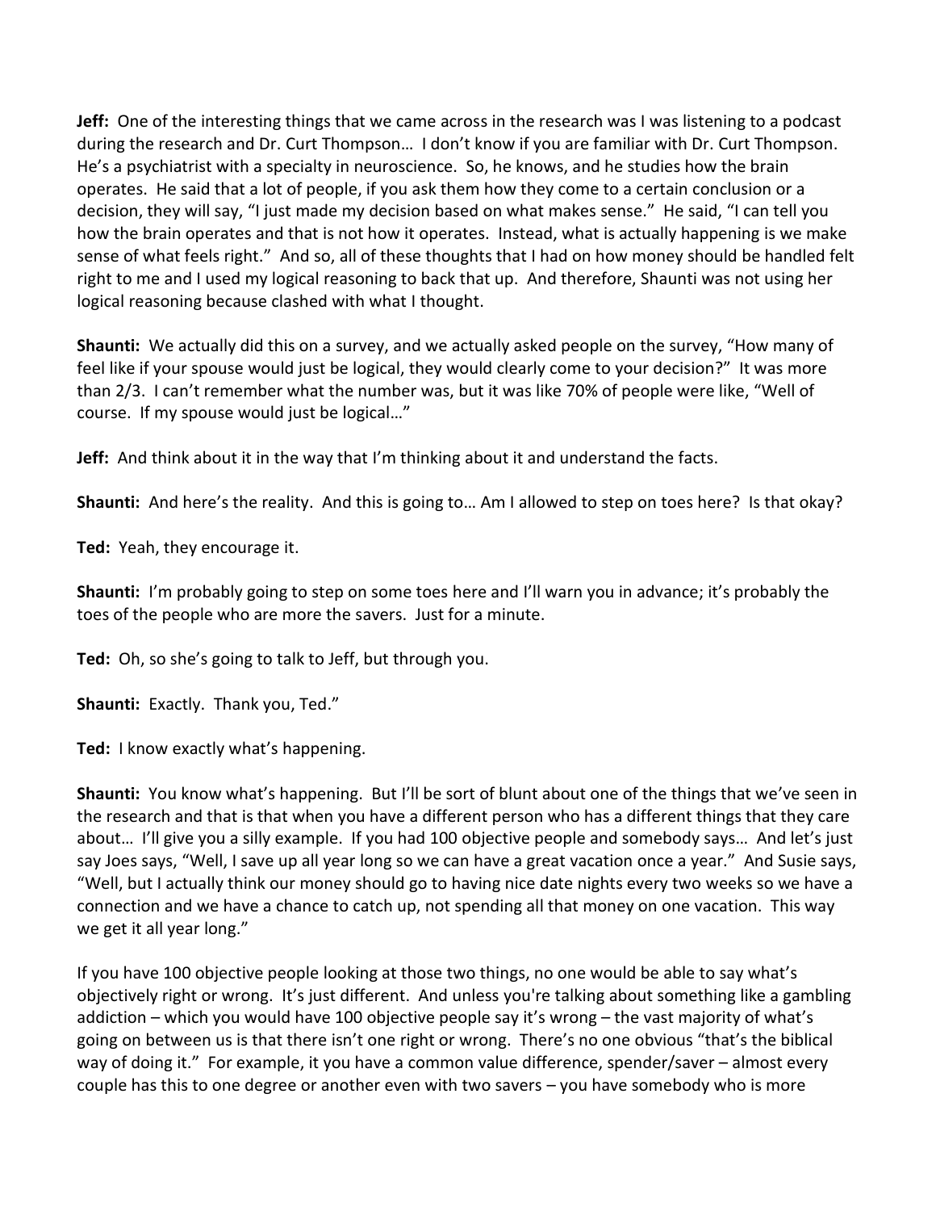**Jeff:** One of the interesting things that we came across in the research was I was listening to a podcast during the research and Dr. Curt Thompson… I don't know if you are familiar with Dr. Curt Thompson. He's a psychiatrist with a specialty in neuroscience. So, he knows, and he studies how the brain operates. He said that a lot of people, if you ask them how they come to a certain conclusion or a decision, they will say, "I just made my decision based on what makes sense." He said, "I can tell you how the brain operates and that is not how it operates. Instead, what is actually happening is we make sense of what feels right." And so, all of these thoughts that I had on how money should be handled felt right to me and I used my logical reasoning to back that up. And therefore, Shaunti was not using her logical reasoning because clashed with what I thought.

**Shaunti:** We actually did this on a survey, and we actually asked people on the survey, "How many of feel like if your spouse would just be logical, they would clearly come to your decision?" It was more than 2/3. I can't remember what the number was, but it was like 70% of people were like, "Well of course. If my spouse would just be logical…"

**Jeff:** And think about it in the way that I'm thinking about it and understand the facts.

**Shaunti:** And here's the reality. And this is going to… Am I allowed to step on toes here? Is that okay?

**Ted:** Yeah, they encourage it.

**Shaunti:** I'm probably going to step on some toes here and I'll warn you in advance; it's probably the toes of the people who are more the savers. Just for a minute.

**Ted:** Oh, so she's going to talk to Jeff, but through you.

**Shaunti:** Exactly. Thank you, Ted."

**Ted:** I know exactly what's happening.

**Shaunti:** You know what's happening. But I'll be sort of blunt about one of the things that we've seen in the research and that is that when you have a different person who has a different things that they care about… I'll give you a silly example. If you had 100 objective people and somebody says… And let's just say Joes says, "Well, I save up all year long so we can have a great vacation once a year." And Susie says, "Well, but I actually think our money should go to having nice date nights every two weeks so we have a connection and we have a chance to catch up, not spending all that money on one vacation. This way we get it all year long."

If you have 100 objective people looking at those two things, no one would be able to say what's objectively right or wrong. It's just different. And unless you're talking about something like a gambling addiction – which you would have 100 objective people say it's wrong – the vast majority of what's going on between us is that there isn't one right or wrong. There's no one obvious "that's the biblical way of doing it." For example, it you have a common value difference, spender/saver – almost every couple has this to one degree or another even with two savers – you have somebody who is more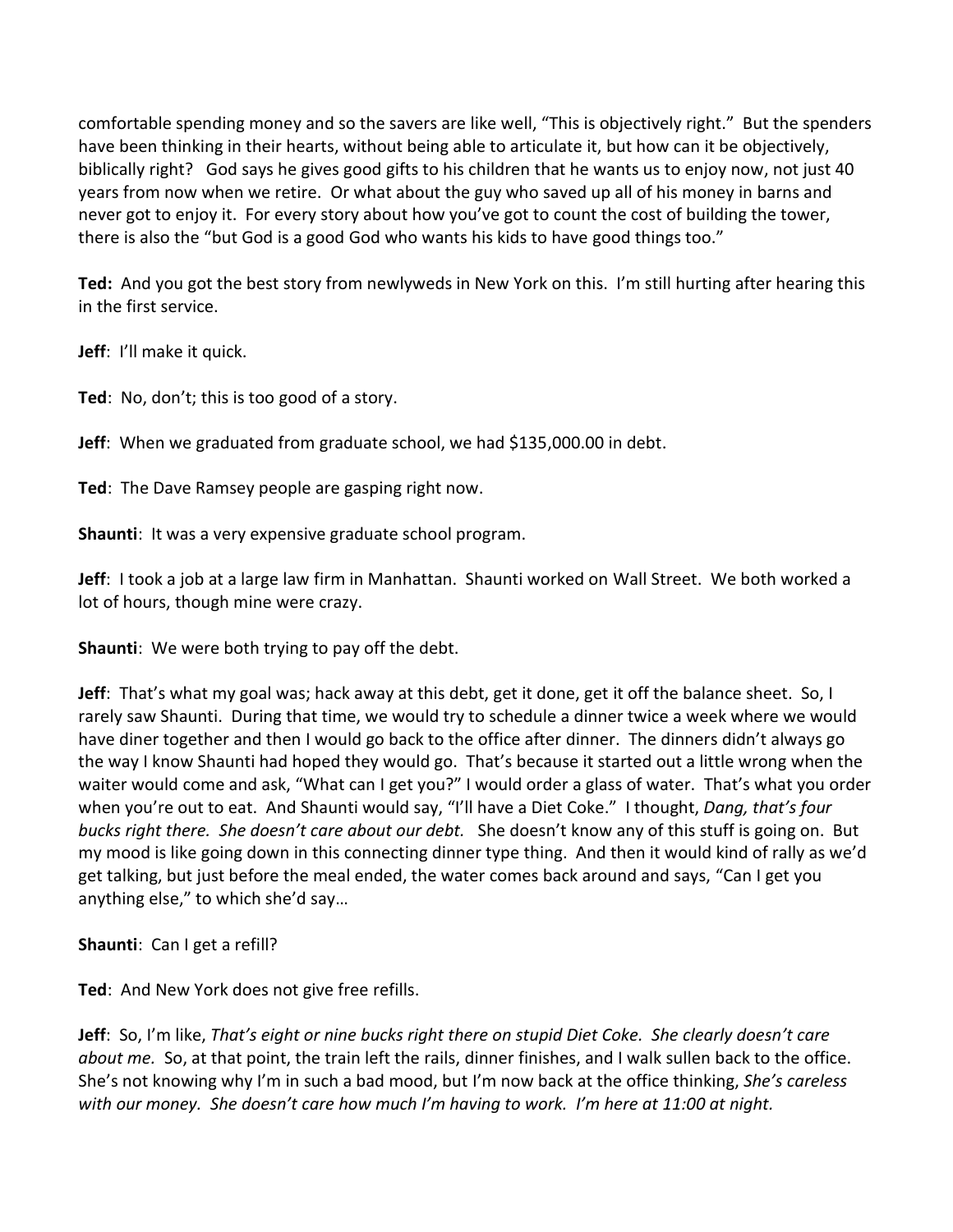comfortable spending money and so the savers are like well, "This is objectively right." But the spenders have been thinking in their hearts, without being able to articulate it, but how can it be objectively, biblically right? God says he gives good gifts to his children that he wants us to enjoy now, not just 40 years from now when we retire. Or what about the guy who saved up all of his money in barns and never got to enjoy it. For every story about how you've got to count the cost of building the tower, there is also the "but God is a good God who wants his kids to have good things too."

**Ted:** And you got the best story from newlyweds in New York on this. I'm still hurting after hearing this in the first service.

**Jeff**: I'll make it quick.

**Ted**: No, don't; this is too good of a story.

**Jeff**: When we graduated from graduate school, we had $135,000.00 in debt.

**Ted**: The Dave Ramsey people are gasping right now.

**Shaunti**: It was a very expensive graduate school program.

**Jeff**: I took a job at a large law firm in Manhattan. Shaunti worked on Wall Street. We both worked a lot of hours, though mine were crazy.

**Shaunti**: We were both trying to pay off the debt.

**Jeff**: That's what my goal was; hack away at this debt, get it done, get it off the balance sheet. So, I rarely saw Shaunti. During that time, we would try to schedule a dinner twice a week where we would have diner together and then I would go back to the office after dinner. The dinners didn't always go the way I know Shaunti had hoped they would go. That's because it started out a little wrong when the waiter would come and ask, "What can I get you?" I would order a glass of water. That's what you order when you're out to eat. And Shaunti would say, "I'll have a Diet Coke." I thought, *Dang, that's four bucks right there. She doesn't care about our debt.* She doesn't know any of this stuff is going on. But my mood is like going down in this connecting dinner type thing. And then it would kind of rally as we'd get talking, but just before the meal ended, the water comes back around and says, "Can I get you anything else," to which she'd say…

**Shaunti**: Can I get a refill?

**Ted**: And New York does not give free refills.

**Jeff**: So, I'm like, *That's eight or nine bucks right there on stupid Diet Coke. She clearly doesn't care about me.* So, at that point, the train left the rails, dinner finishes, and I walk sullen back to the office. She's not knowing why I'm in such a bad mood, but I'm now back at the office thinking, *She's careless with our money. She doesn't care how much I'm having to work. I'm here at 11:00 at night.*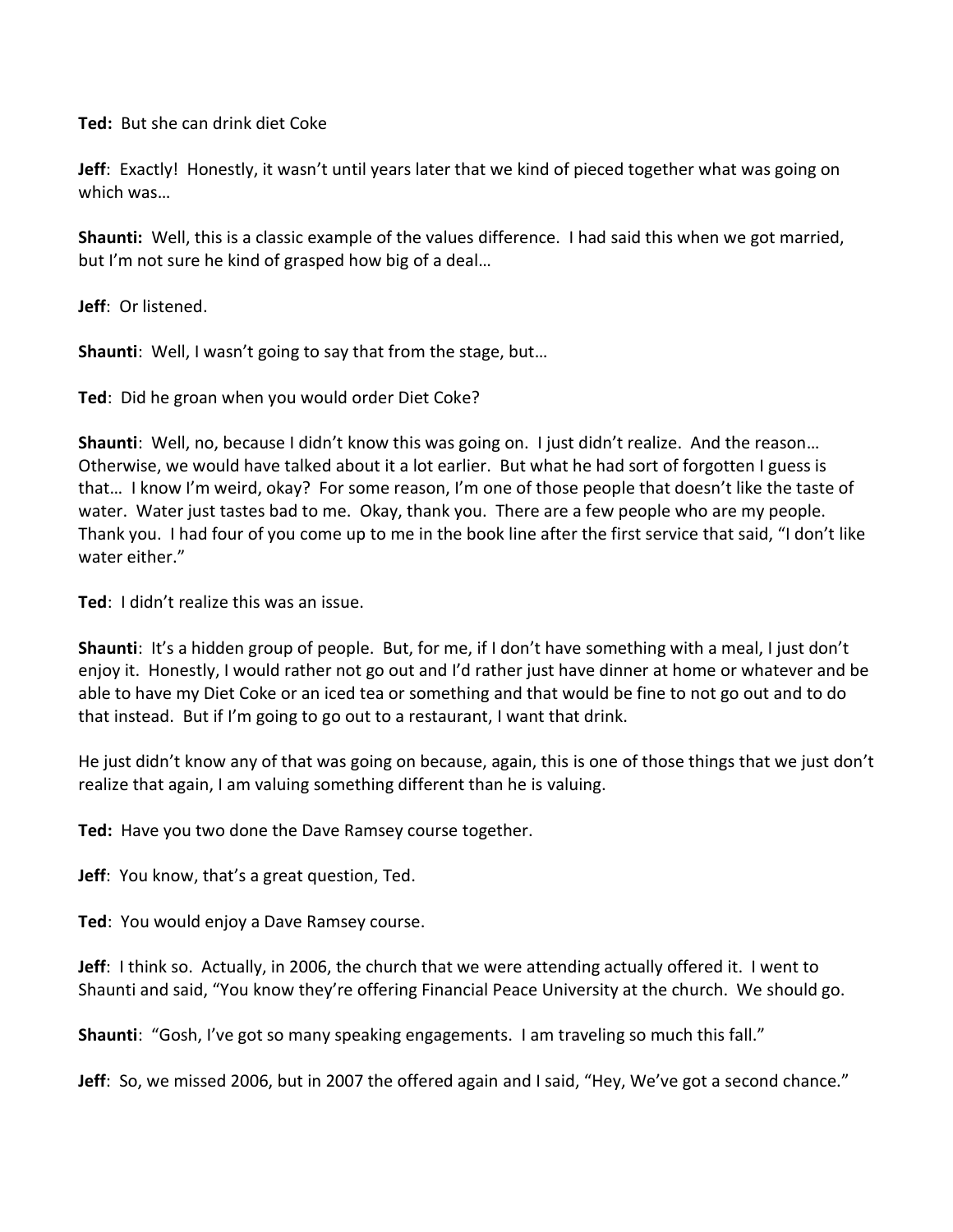**Ted:** But she can drink diet Coke

**Jeff**: Exactly! Honestly, it wasn't until years later that we kind of pieced together what was going on which was…

**Shaunti:** Well, this is a classic example of the values difference. I had said this when we got married, but I'm not sure he kind of grasped how big of a deal…

**Jeff**: Or listened.

**Shaunti**: Well, I wasn't going to say that from the stage, but…

**Ted**: Did he groan when you would order Diet Coke?

**Shaunti**: Well, no, because I didn't know this was going on. I just didn't realize. And the reason… Otherwise, we would have talked about it a lot earlier. But what he had sort of forgotten I guess is that… I know I'm weird, okay? For some reason, I'm one of those people that doesn't like the taste of water. Water just tastes bad to me. Okay, thank you. There are a few people who are my people. Thank you. I had four of you come up to me in the book line after the first service that said, "I don't like water either."

**Ted**: I didn't realize this was an issue.

**Shaunti**: It's a hidden group of people. But, for me, if I don't have something with a meal, I just don't enjoy it. Honestly, I would rather not go out and I'd rather just have dinner at home or whatever and be able to have my Diet Coke or an iced tea or something and that would be fine to not go out and to do that instead. But if I'm going to go out to a restaurant, I want that drink.

He just didn't know any of that was going on because, again, this is one of those things that we just don't realize that again, I am valuing something different than he is valuing.

**Ted:** Have you two done the Dave Ramsey course together.

**Jeff**: You know, that's a great question, Ted.

**Ted**: You would enjoy a Dave Ramsey course.

**Jeff**: I think so. Actually, in 2006, the church that we were attending actually offered it. I went to Shaunti and said, "You know they're offering Financial Peace University at the church. We should go.

**Shaunti**: "Gosh, I've got so many speaking engagements. I am traveling so much this fall."

**Jeff**: So, we missed 2006, but in 2007 the offered again and I said, "Hey, We've got a second chance."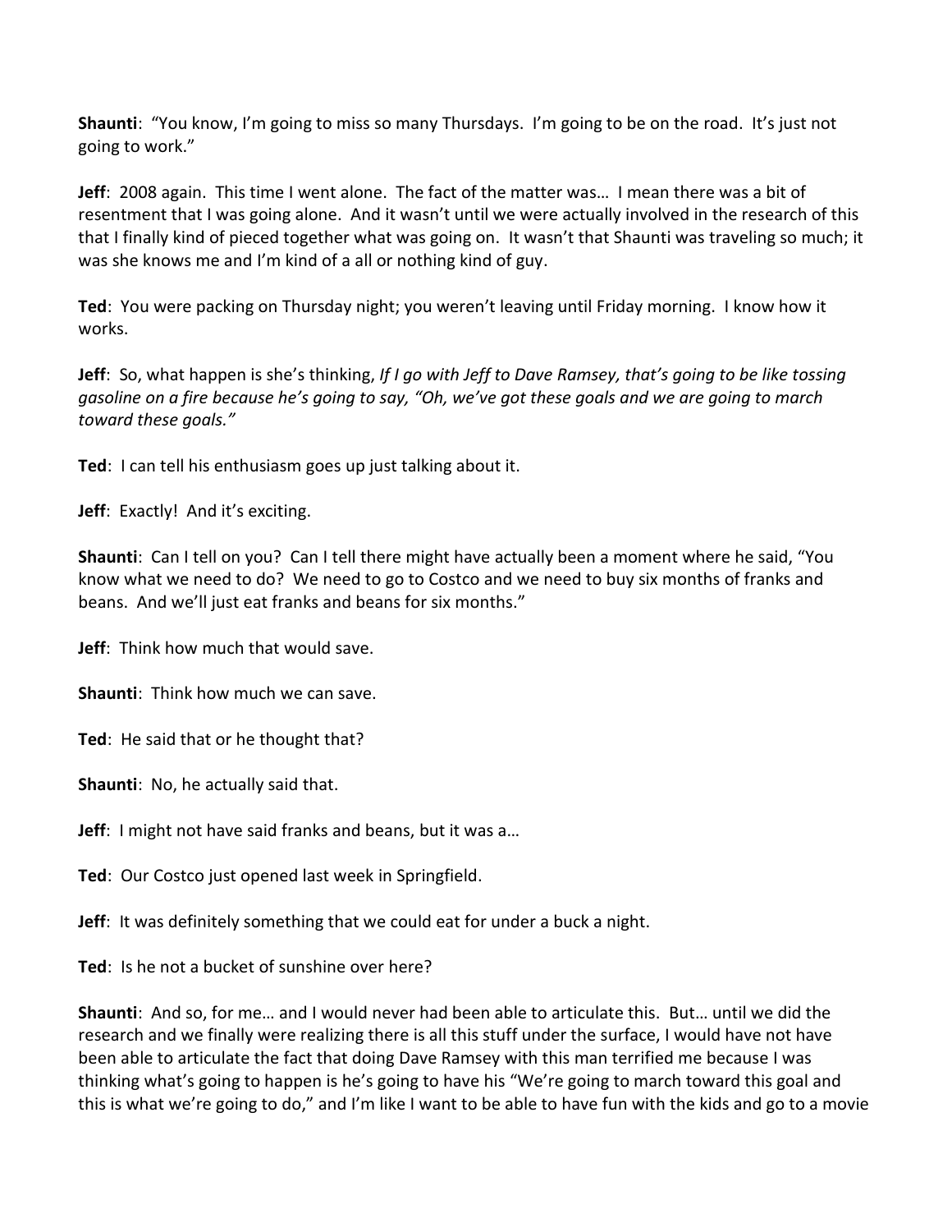**Shaunti**: "You know, I'm going to miss so many Thursdays. I'm going to be on the road. It's just not going to work."

**Jeff**: 2008 again. This time I went alone. The fact of the matter was… I mean there was a bit of resentment that I was going alone. And it wasn't until we were actually involved in the research of this that I finally kind of pieced together what was going on. It wasn't that Shaunti was traveling so much; it was she knows me and I'm kind of a all or nothing kind of guy.

**Ted**: You were packing on Thursday night; you weren't leaving until Friday morning. I know how it works.

**Jeff**: So, what happen is she's thinking, *If I go with Jeff to Dave Ramsey, that's going to be like tossing gasoline on a fire because he's going to say, "Oh, we've got these goals and we are going to march toward these goals."*

**Ted**: I can tell his enthusiasm goes up just talking about it.

**Jeff**: Exactly! And it's exciting.

**Shaunti**: Can I tell on you? Can I tell there might have actually been a moment where he said, "You know what we need to do? We need to go to Costco and we need to buy six months of franks and beans. And we'll just eat franks and beans for six months."

**Jeff**: Think how much that would save.

**Shaunti**: Think how much we can save.

**Ted**: He said that or he thought that?

**Shaunti**: No, he actually said that.

**Jeff**: I might not have said franks and beans, but it was a…

**Ted**: Our Costco just opened last week in Springfield.

**Jeff**: It was definitely something that we could eat for under a buck a night.

**Ted**: Is he not a bucket of sunshine over here?

**Shaunti**: And so, for me… and I would never had been able to articulate this. But… until we did the research and we finally were realizing there is all this stuff under the surface, I would have not have been able to articulate the fact that doing Dave Ramsey with this man terrified me because I was thinking what's going to happen is he's going to have his "We're going to march toward this goal and this is what we're going to do," and I'm like I want to be able to have fun with the kids and go to a movie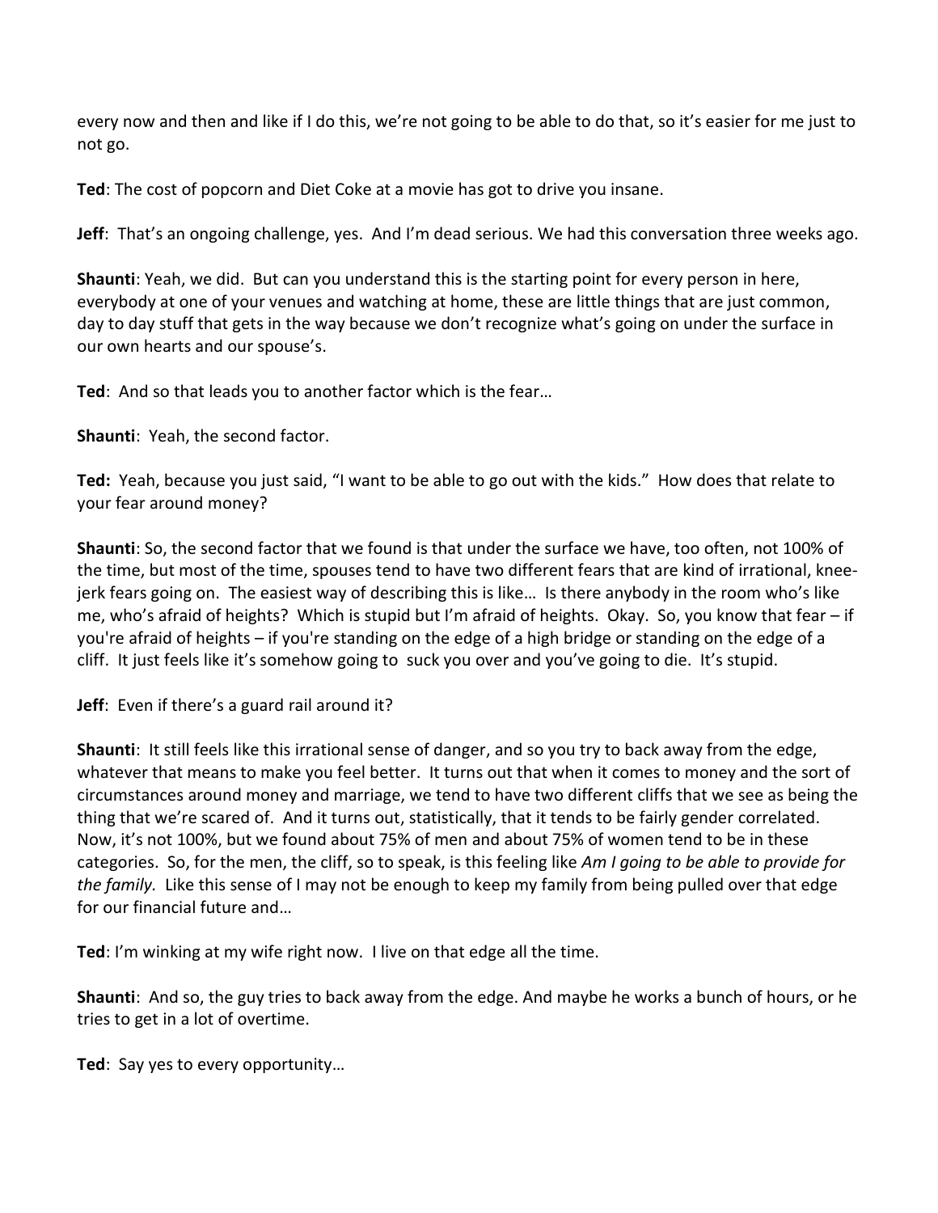every now and then and like if I do this, we're not going to be able to do that, so it's easier for me just to not go.

**Ted**: The cost of popcorn and Diet Coke at a movie has got to drive you insane.

**Jeff**: That's an ongoing challenge, yes. And I'm dead serious. We had this conversation three weeks ago.

**Shaunti**: Yeah, we did. But can you understand this is the starting point for every person in here, everybody at one of your venues and watching at home, these are little things that are just common, day to day stuff that gets in the way because we don't recognize what's going on under the surface in our own hearts and our spouse's.

**Ted**: And so that leads you to another factor which is the fear…

**Shaunti**: Yeah, the second factor.

**Ted:** Yeah, because you just said, "I want to be able to go out with the kids." How does that relate to your fear around money?

**Shaunti**: So, the second factor that we found is that under the surface we have, too often, not 100% of the time, but most of the time, spouses tend to have two different fears that are kind of irrational, knee-jerk fears going on. The easiest way of describing this is like… Is there anybody in the room who's like me, who's afraid of heights? Which is stupid but I'm afraid of heights. Okay. So, you know that fear – if you're afraid of heights – if you're standing on the edge of a high bridge or standing on the edge of a cliff. It just feels like it's somehow going to suck you over and you've going to die. It's stupid.

**Jeff**: Even if there's a guard rail around it?

**Shaunti**: It still feels like this irrational sense of danger, and so you try to back away from the edge, whatever that means to make you feel better. It turns out that when it comes to money and the sort of circumstances around money and marriage, we tend to have two different cliffs that we see as being the thing that we're scared of. And it turns out, statistically, that it tends to be fairly gender correlated. Now, it's not 100%, but we found about 75% of men and about 75% of women tend to be in these categories. So, for the men, the cliff, so to speak, is this feeling like *Am I going to be able to provide for the family.* Like this sense of I may not be enough to keep my family from being pulled over that edge for our financial future and…

**Ted**: I'm winking at my wife right now. I live on that edge all the time.

**Shaunti**: And so, the guy tries to back away from the edge. And maybe he works a bunch of hours, or he tries to get in a lot of overtime.

**Ted**: Say yes to every opportunity…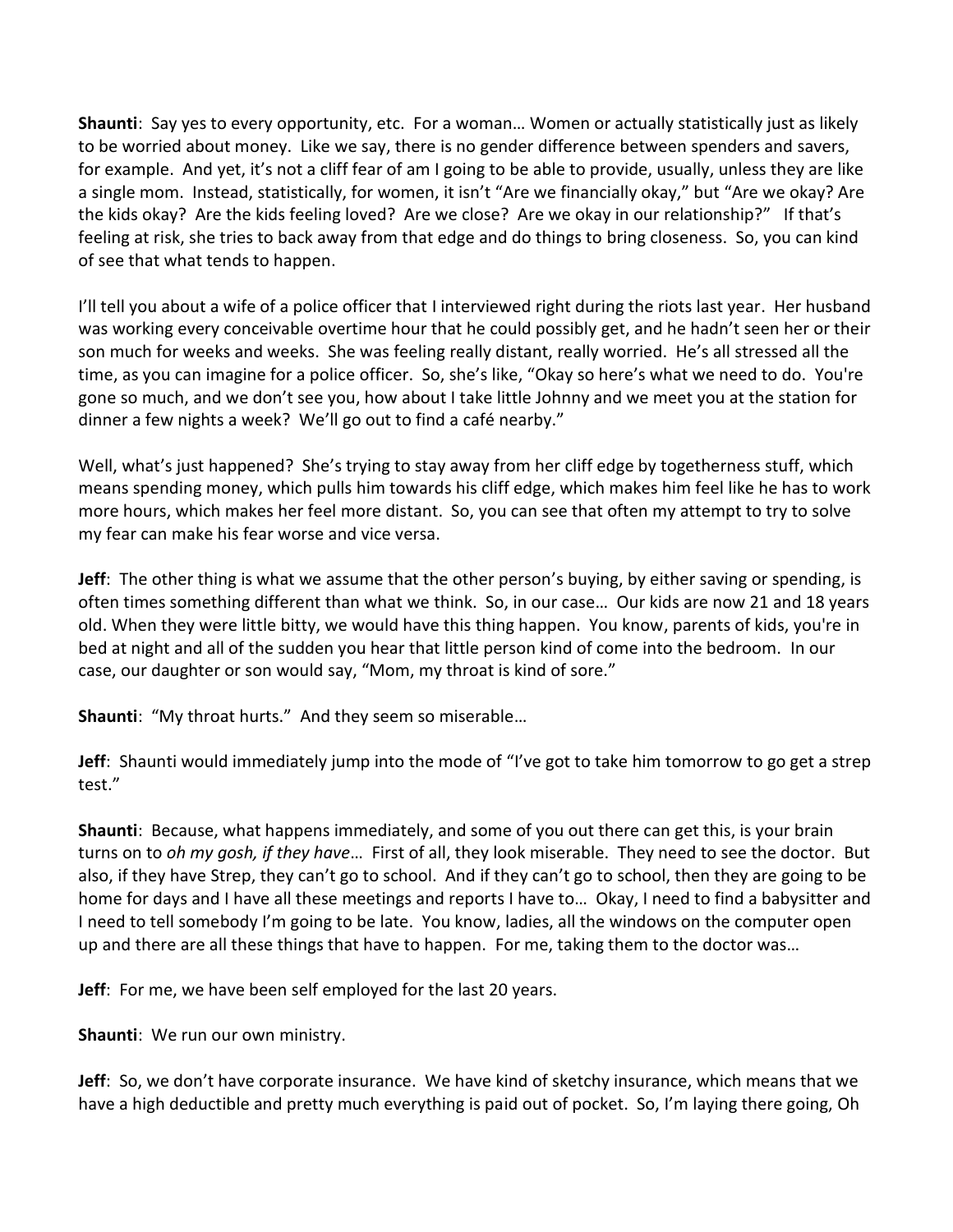**Shaunti**: Say yes to every opportunity, etc. For a woman… Women or actually statistically just as likely to be worried about money. Like we say, there is no gender difference between spenders and savers, for example. And yet, it's not a cliff fear of am I going to be able to provide, usually, unless they are like a single mom. Instead, statistically, for women, it isn't "Are we financially okay," but "Are we okay? Are the kids okay? Are the kids feeling loved? Are we close? Are we okay in our relationship?" If that's feeling at risk, she tries to back away from that edge and do things to bring closeness. So, you can kind of see that what tends to happen.

I'll tell you about a wife of a police officer that I interviewed right during the riots last year. Her husband was working every conceivable overtime hour that he could possibly get, and he hadn't seen her or their son much for weeks and weeks. She was feeling really distant, really worried. He's all stressed all the time, as you can imagine for a police officer. So, she's like, "Okay so here's what we need to do. You're gone so much, and we don't see you, how about I take little Johnny and we meet you at the station for dinner a few nights a week? We'll go out to find a café nearby."

Well, what's just happened? She's trying to stay away from her cliff edge by togetherness stuff, which means spending money, which pulls him towards his cliff edge, which makes him feel like he has to work more hours, which makes her feel more distant. So, you can see that often my attempt to try to solve my fear can make his fear worse and vice versa.

**Jeff**: The other thing is what we assume that the other person's buying, by either saving or spending, is often times something different than what we think. So, in our case… Our kids are now 21 and 18 years old. When they were little bitty, we would have this thing happen. You know, parents of kids, you're in bed at night and all of the sudden you hear that little person kind of come into the bedroom. In our case, our daughter or son would say, "Mom, my throat is kind of sore."

**Shaunti**: "My throat hurts." And they seem so miserable…

**Jeff**: Shaunti would immediately jump into the mode of "I've got to take him tomorrow to go get a strep test."

**Shaunti**: Because, what happens immediately, and some of you out there can get this, is your brain turns on to *oh my gosh, if they have*… First of all, they look miserable. They need to see the doctor. But also, if they have Strep, they can't go to school. And if they can't go to school, then they are going to be home for days and I have all these meetings and reports I have to… Okay, I need to find a babysitter and I need to tell somebody I'm going to be late. You know, ladies, all the windows on the computer open up and there are all these things that have to happen. For me, taking them to the doctor was…

**Jeff**: For me, we have been self employed for the last 20 years.

**Shaunti**: We run our own ministry.

**Jeff**: So, we don't have corporate insurance. We have kind of sketchy insurance, which means that we have a high deductible and pretty much everything is paid out of pocket. So, I'm laying there going, Oh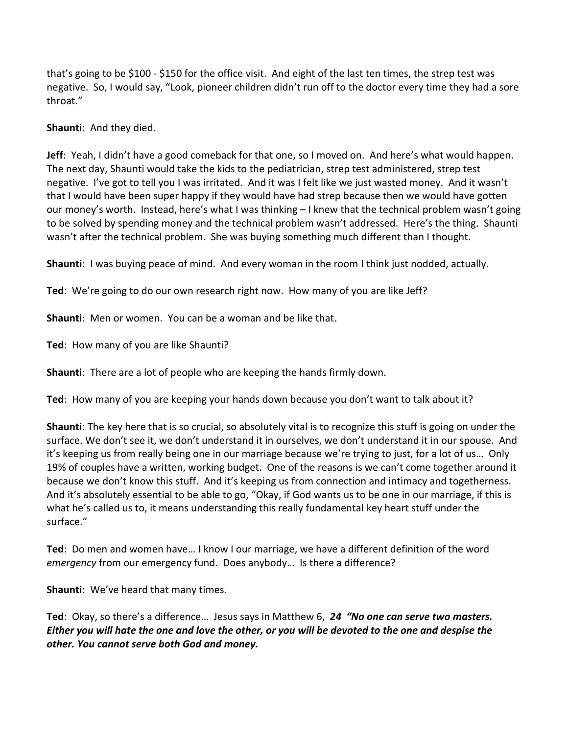that's going to be $100 - $150 for the office visit. And eight of the last ten times, the strep test was negative. So, I would say, "Look, pioneer children didn't run off to the doctor every time they had a sore throat."

**Shaunti**: And they died.

**Jeff**: Yeah, I didn't have a good comeback for that one, so I moved on. And here's what would happen. The next day, Shaunti would take the kids to the pediatrician, strep test administered, strep test negative. I've got to tell you I was irritated. And it was I felt like we just wasted money. And it wasn't that I would have been super happy if they would have had strep because then we would have gotten our money's worth. Instead, here's what I was thinking – I knew that the technical problem wasn't going to be solved by spending money and the technical problem wasn't addressed. Here's the thing. Shaunti wasn't after the technical problem. She was buying something much different than I thought.

**Shaunti**: I was buying peace of mind. And every woman in the room I think just nodded, actually.

**Ted**: We're going to do our own research right now. How many of you are like Jeff?

**Shaunti**: Men or women. You can be a woman and be like that.

**Ted**: How many of you are like Shaunti?

**Shaunti**: There are a lot of people who are keeping the hands firmly down.

**Ted**: How many of you are keeping your hands down because you don't want to talk about it?

**Shaunti**: The key here that is so crucial, so absolutely vital is to recognize this stuff is going on under the surface. We don't see it, we don't understand it in ourselves, we don't understand it in our spouse. And it's keeping us from really being one in our marriage because we're trying to just, for a lot of us… Only 19% of couples have a written, working budget. One of the reasons is we can't come together around it because we don't know this stuff. And it's keeping us from connection and intimacy and togetherness. And it's absolutely essential to be able to go, "Okay, if God wants us to be one in our marriage, if this is what he's called us to, it means understanding this really fundamental key heart stuff under the surface."

**Ted**: Do men and women have… I know I our marriage, we have a different definition of the word *emergency* from our emergency fund. Does anybody… Is there a difference?

**Shaunti**: We've heard that many times.

**Ted**: Okay, so there's a difference… Jesus says in Matthew 6, ***24 "No one can serve two masters. Either you will hate the one and love the other, or you will be devoted to the one and despise the other. You cannot serve both God and money.***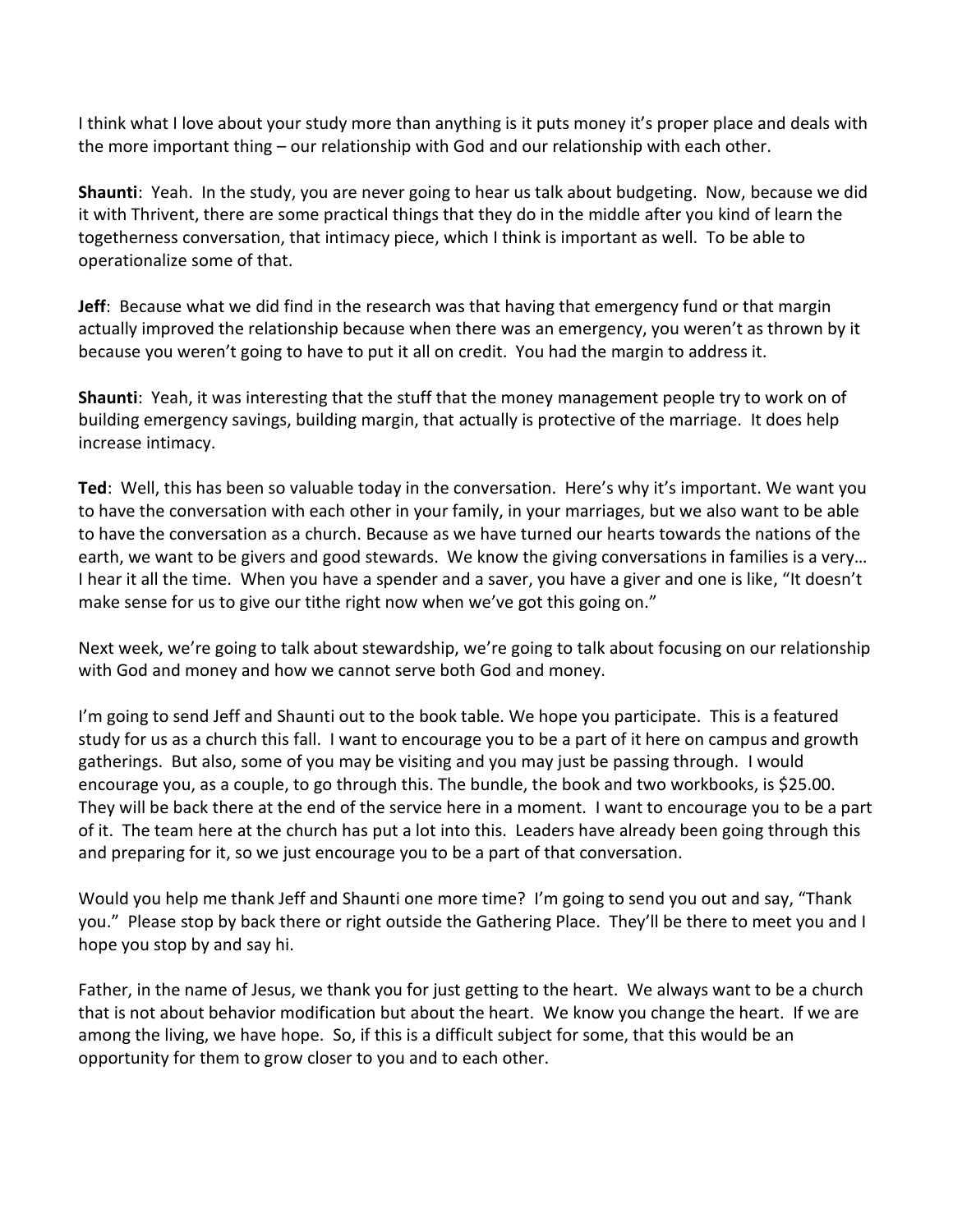I think what I love about your study more than anything is it puts money it's proper place and deals with the more important thing – our relationship with God and our relationship with each other.

**Shaunti**: Yeah. In the study, you are never going to hear us talk about budgeting. Now, because we did it with Thrivent, there are some practical things that they do in the middle after you kind of learn the togetherness conversation, that intimacy piece, which I think is important as well. To be able to operationalize some of that.

**Jeff**: Because what we did find in the research was that having that emergency fund or that margin actually improved the relationship because when there was an emergency, you weren't as thrown by it because you weren't going to have to put it all on credit. You had the margin to address it.

**Shaunti**: Yeah, it was interesting that the stuff that the money management people try to work on of building emergency savings, building margin, that actually is protective of the marriage. It does help increase intimacy.

**Ted**: Well, this has been so valuable today in the conversation. Here's why it's important. We want you to have the conversation with each other in your family, in your marriages, but we also want to be able to have the conversation as a church. Because as we have turned our hearts towards the nations of the earth, we want to be givers and good stewards. We know the giving conversations in families is a very… I hear it all the time. When you have a spender and a saver, you have a giver and one is like, "It doesn't make sense for us to give our tithe right now when we've got this going on."

Next week, we're going to talk about stewardship, we're going to talk about focusing on our relationship with God and money and how we cannot serve both God and money.

I'm going to send Jeff and Shaunti out to the book table. We hope you participate. This is a featured study for us as a church this fall. I want to encourage you to be a part of it here on campus and growth gatherings. But also, some of you may be visiting and you may just be passing through. I would encourage you, as a couple, to go through this. The bundle, the book and two workbooks, is $25.00. They will be back there at the end of the service here in a moment. I want to encourage you to be a part of it. The team here at the church has put a lot into this. Leaders have already been going through this and preparing for it, so we just encourage you to be a part of that conversation.

Would you help me thank Jeff and Shaunti one more time? I'm going to send you out and say, "Thank you." Please stop by back there or right outside the Gathering Place. They'll be there to meet you and I hope you stop by and say hi.

Father, in the name of Jesus, we thank you for just getting to the heart. We always want to be a church that is not about behavior modification but about the heart. We know you change the heart. If we are among the living, we have hope. So, if this is a difficult subject for some, that this would be an opportunity for them to grow closer to you and to each other.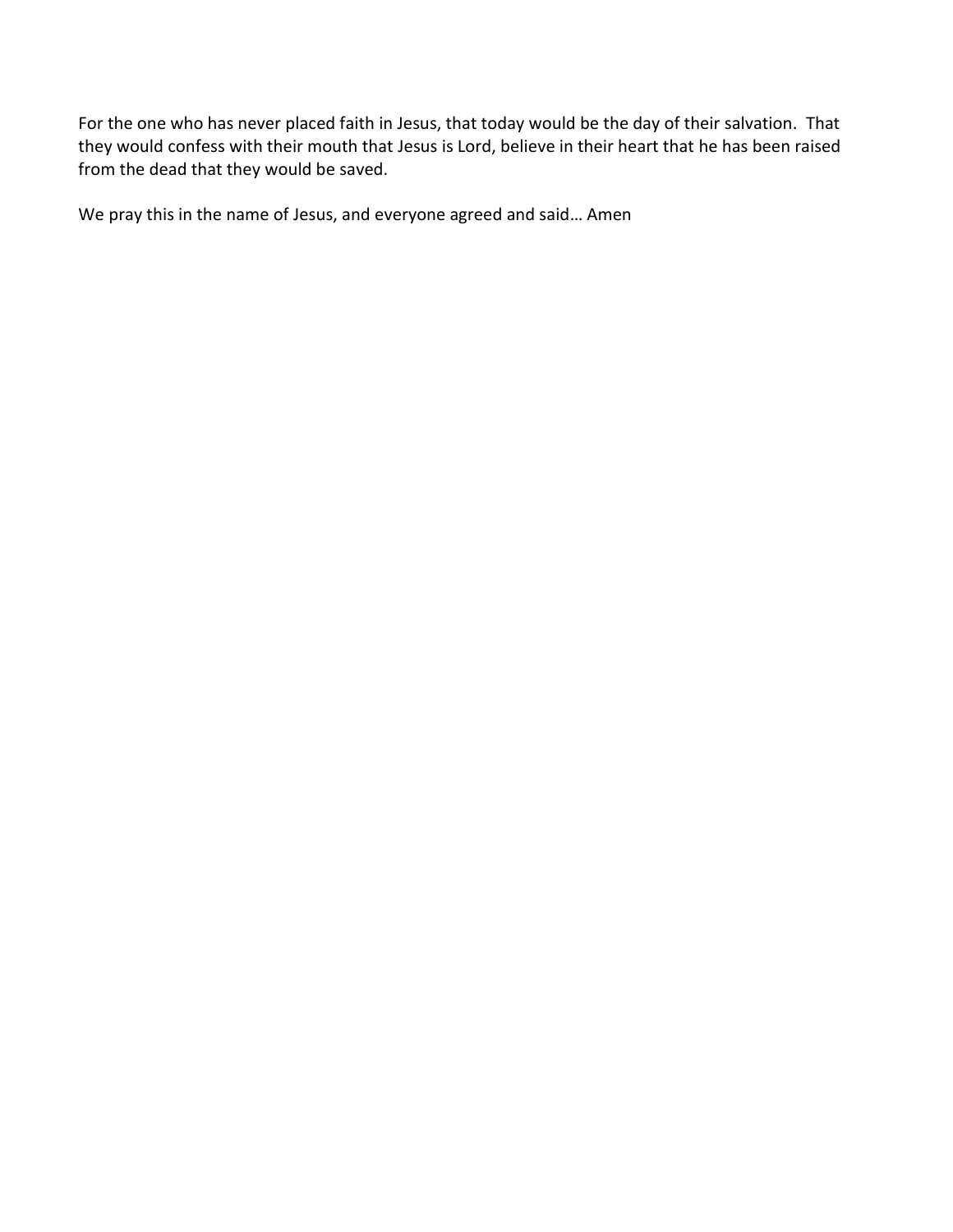For the one who has never placed faith in Jesus, that today would be the day of their salvation. That they would confess with their mouth that Jesus is Lord, believe in their heart that he has been raised from the dead that they would be saved.

We pray this in the name of Jesus, and everyone agreed and said… Amen